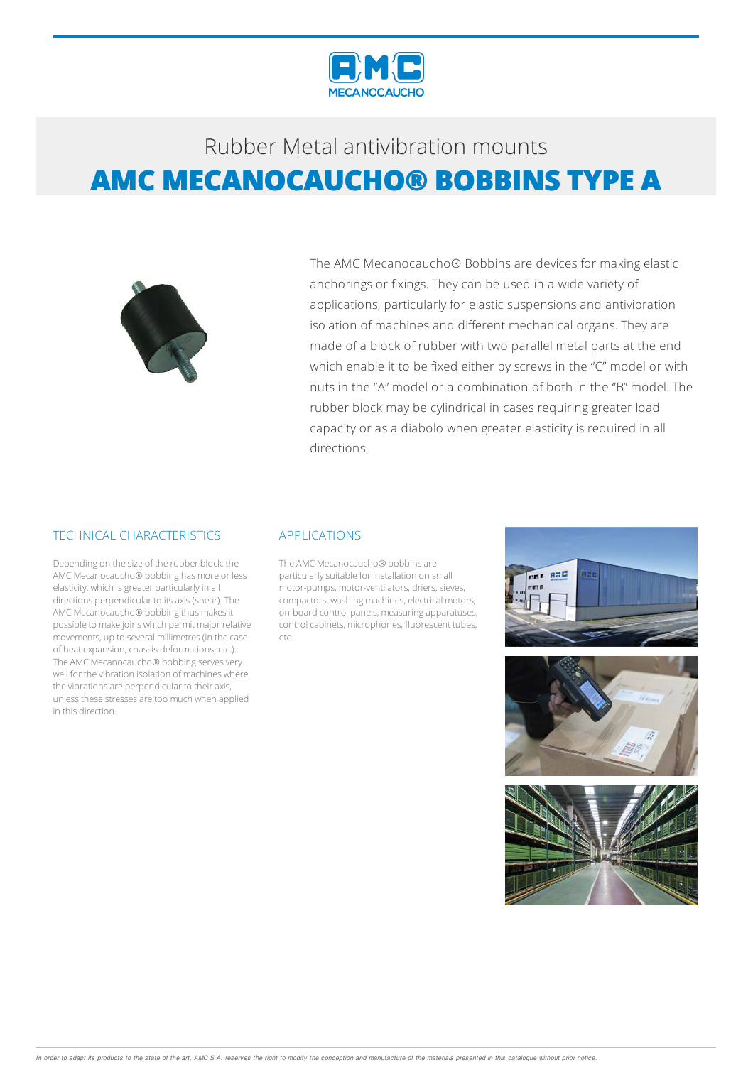Rubber Metal antivibration mounts

# AMC MECANOCAUCHO® BOBBINS TYPE A

The AMC Mecanocaucho® Bobbins are devices for making elastic anchorings or fixings. They can be used in a wide variety of applications, particularly for elastic suspensions and antivibration isolation of machines and different mechanical organs. They are made of a block of rubber with two parallel metal parts at the end which enable it to be fixed either by screws in the "C" model or with nuts in the "A" model or a combination of both in the "B" model. The rubber block may be cylindrical in cases requiring greater load capacity or as a diabolo when greater elasticity is required in all directions.

## TECHNICAL CHARACTERISTICS

Depending on the size of the rubber block, the AMC Mecanocaucho® bobbing has more or less elasticity, which is greater particularly in all directions perpendicular to its axis (shear). The AMC Mecanocaucho® bobbing thus makes it possible to make joins which permit major relative movements, up to several millimetres (in the case of heat expansion, chassis deformations, etc.). The AMC Mecanocaucho® bobbing serves very well for the vibration isolation of machines where the vibrations are perpendicular to their axis, unless these stresses are too much when applied in this direction.

## APPLICATIONS

The AMC Mecanocaucho® bobbins are particularly suitable for installation on small motor-pumps, motor-ventilators, driers, sieves, compactors, washing machines, electrical motors, on-board control panels, measuring apparatuses, control cabinets, microphones, fluorescent tubes, etc.

*In order to adapt its products to the state of the art, AMC S.A. reserves the right to modify the conception and manufacture of the materials presented in this catalogue without prior notice.*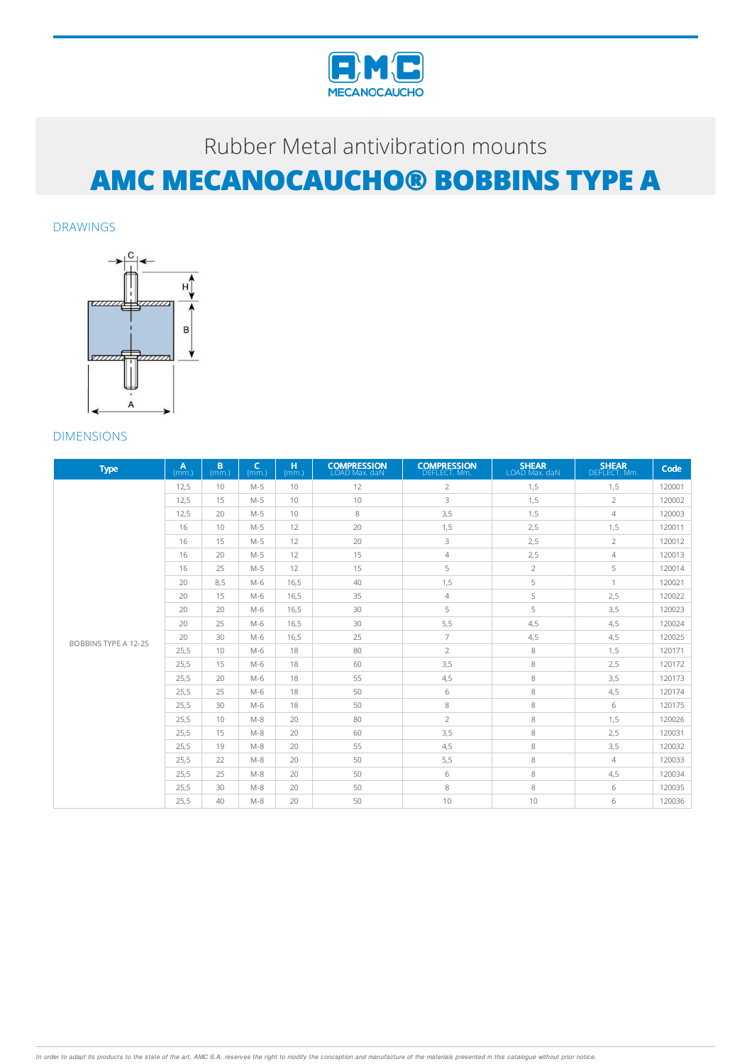Rubber Metal antivibration mounts

# AMC MECANOCAUCHO® BOBBINS TYPE A

## DRAWINGS

## DIMENSIONS

| Type | A (mm.) | B (mm.) | C (mm.) | H (mm.) | COMPRESSION LOAD Max. daN | COMPRESSION DEFLECT. Mm. | SHEAR LOAD Max. daN | SHEAR DEFLECT. Mm. | Code |
|---|---|---|---|---|---|---|---|---|---|
| BOBBINS TYPE A 12-25 | 12,5 | 10 | M-5 | 10 | 12 | 2 | 1,5 | 1,5 | 120001 |
| | 12,5 | 15 | M-5 | 10 | 10 | 3 | 1,5 | 2 | 120002 |
| | 12,5 | 20 | M-5 | 10 | 8 | 3,5 | 1,5 | 4 | 120003 |
| | 16 | 10 | M-5 | 12 | 20 | 1,5 | 2,5 | 1,5 | 120011 |
| | 16 | 15 | M-5 | 12 | 20 | 3 | 2,5 | 2 | 120012 |
| | 16 | 20 | M-5 | 12 | 15 | 4 | 2,5 | 4 | 120013 |
| | 16 | 25 | M-5 | 12 | 15 | 5 | 2 | 5 | 120014 |
| | 20 | 8,5 | M-6 | 16,5 | 40 | 1,5 | 5 | 1 | 120021 |
| | 20 | 15 | M-6 | 16,5 | 35 | 4 | 5 | 2,5 | 120022 |
| | 20 | 20 | M-6 | 16,5 | 30 | 5 | 5 | 3,5 | 120023 |
| | 20 | 25 | M-6 | 16,5 | 30 | 5,5 | 4,5 | 4,5 | 120024 |
| | 20 | 30 | M-6 | 16,5 | 25 | 7 | 4,5 | 4,5 | 120025 |
| | 25,5 | 10 | M-6 | 18 | 80 | 2 | 8 | 1,5 | 120171 |
| | 25,5 | 15 | M-6 | 18 | 60 | 3,5 | 8 | 2,5 | 120172 |
| | 25,5 | 20 | M-6 | 18 | 55 | 4,5 | 8 | 3,5 | 120173 |
| | 25,5 | 25 | M-6 | 18 | 50 | 6 | 8 | 4,5 | 120174 |
| | 25,5 | 30 | M-6 | 18 | 50 | 8 | 8 | 6 | 120175 |
| | 25,5 | 10 | M-8 | 20 | 80 | 2 | 8 | 1,5 | 120026 |
| | 25,5 | 15 | M-8 | 20 | 60 | 3,5 | 8 | 2,5 | 120031 |
| | 25,5 | 19 | M-8 | 20 | 55 | 4,5 | 8 | 3,5 | 120032 |
| | 25,5 | 22 | M-8 | 20 | 50 | 5,5 | 8 | 4 | 120033 |
| | 25,5 | 25 | M-8 | 20 | 50 | 6 | 8 | 4,5 | 120034 |
| | 25,5 | 30 | M-8 | 20 | 50 | 8 | 8 | 6 | 120035 |
| | 25,5 | 40 | M-8 | 20 | 50 | 10 | 10 | 6 | 120036 |

*In order to adapt its products to the state of the art, AMC S.A. reserves the right to modify the conception and manufacture of the materials presented in this catalogue without prior notice.*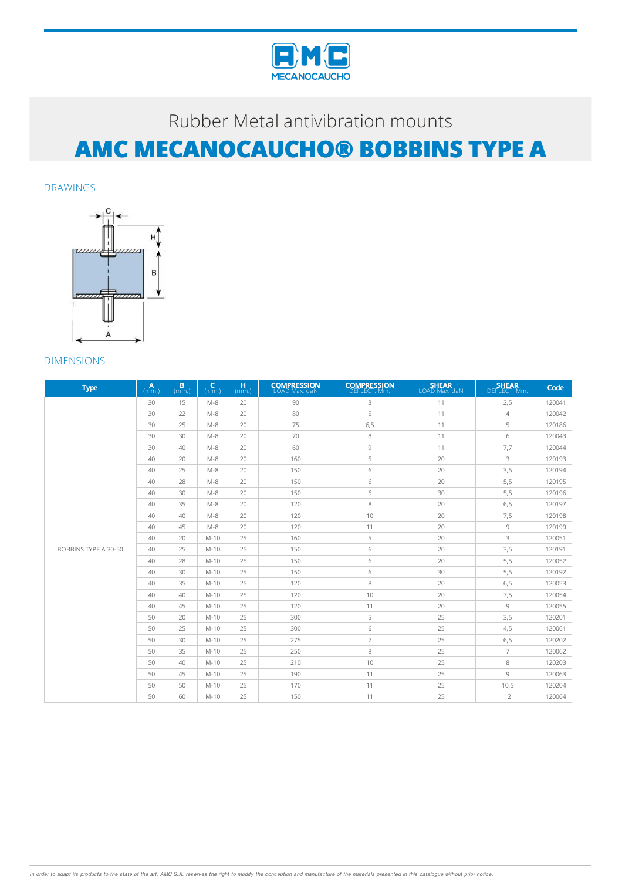Rubber Metal antivibration mounts

# AMC MECANOCAUCHO® BOBBINS TYPE A

## DRAWINGS

## DIMENSIONS

| Type | A (mm.) | B (mm.) | C (mm.) | H (mm.) | COMPRESSION LOAD Max. daN | COMPRESSION DEFLECT. Mm. | SHEAR LOAD Max. daN | SHEAR DEFLECT. Mm. | Code |
|---|---|---|---|---|---|---|---|---|---|
| BOBBINS TYPE A 30-50 | 30 | 15 | M-8 | 20 | 90 | 3 | 11 | 2,5 | 120041 |
| | 30 | 22 | M-8 | 20 | 80 | 5 | 11 | 4 | 120042 |
| | 30 | 25 | M-8 | 20 | 75 | 6,5 | 11 | 5 | 120186 |
| | 30 | 30 | M-8 | 20 | 70 | 8 | 11 | 6 | 120043 |
| | 30 | 40 | M-8 | 20 | 60 | 9 | 11 | 7,7 | 120044 |
| | 40 | 20 | M-8 | 20 | 160 | 5 | 20 | 3 | 120193 |
| | 40 | 25 | M-8 | 20 | 150 | 6 | 20 | 3,5 | 120194 |
| | 40 | 28 | M-8 | 20 | 150 | 6 | 20 | 5,5 | 120195 |
| | 40 | 30 | M-8 | 20 | 150 | 6 | 30 | 5,5 | 120196 |
| | 40 | 35 | M-8 | 20 | 120 | 8 | 20 | 6,5 | 120197 |
| | 40 | 40 | M-8 | 20 | 120 | 10 | 20 | 7,5 | 120198 |
| | 40 | 45 | M-8 | 20 | 120 | 11 | 20 | 9 | 120199 |
| | 40 | 20 | M-10 | 25 | 160 | 5 | 20 | 3 | 120051 |
| | 40 | 25 | M-10 | 25 | 150 | 6 | 20 | 3,5 | 120191 |
| | 40 | 28 | M-10 | 25 | 150 | 6 | 20 | 5,5 | 120052 |
| | 40 | 30 | M-10 | 25 | 150 | 6 | 30 | 5,5 | 120192 |
| | 40 | 35 | M-10 | 25 | 120 | 8 | 20 | 6,5 | 120053 |
| | 40 | 40 | M-10 | 25 | 120 | 10 | 20 | 7,5 | 120054 |
| | 40 | 45 | M-10 | 25 | 120 | 11 | 20 | 9 | 120055 |
| | 50 | 20 | M-10 | 25 | 300 | 5 | 25 | 3,5 | 120201 |
| | 50 | 25 | M-10 | 25 | 300 | 6 | 25 | 4,5 | 120061 |
| | 50 | 30 | M-10 | 25 | 275 | 7 | 25 | 6,5 | 120202 |
| | 50 | 35 | M-10 | 25 | 250 | 8 | 25 | 7 | 120062 |
| | 50 | 40 | M-10 | 25 | 210 | 10 | 25 | 8 | 120203 |
| | 50 | 45 | M-10 | 25 | 190 | 11 | 25 | 9 | 120063 |
| | 50 | 50 | M-10 | 25 | 170 | 11 | 25 | 10,5 | 120204 |
| | 50 | 60 | M-10 | 25 | 150 | 11 | 25 | 12 | 120064 |

*In order to adapt its products to the state of the art, AMC S.A. reserves the right to modify the conception and manufacture of the materials presented in this catalogue without prior notice.*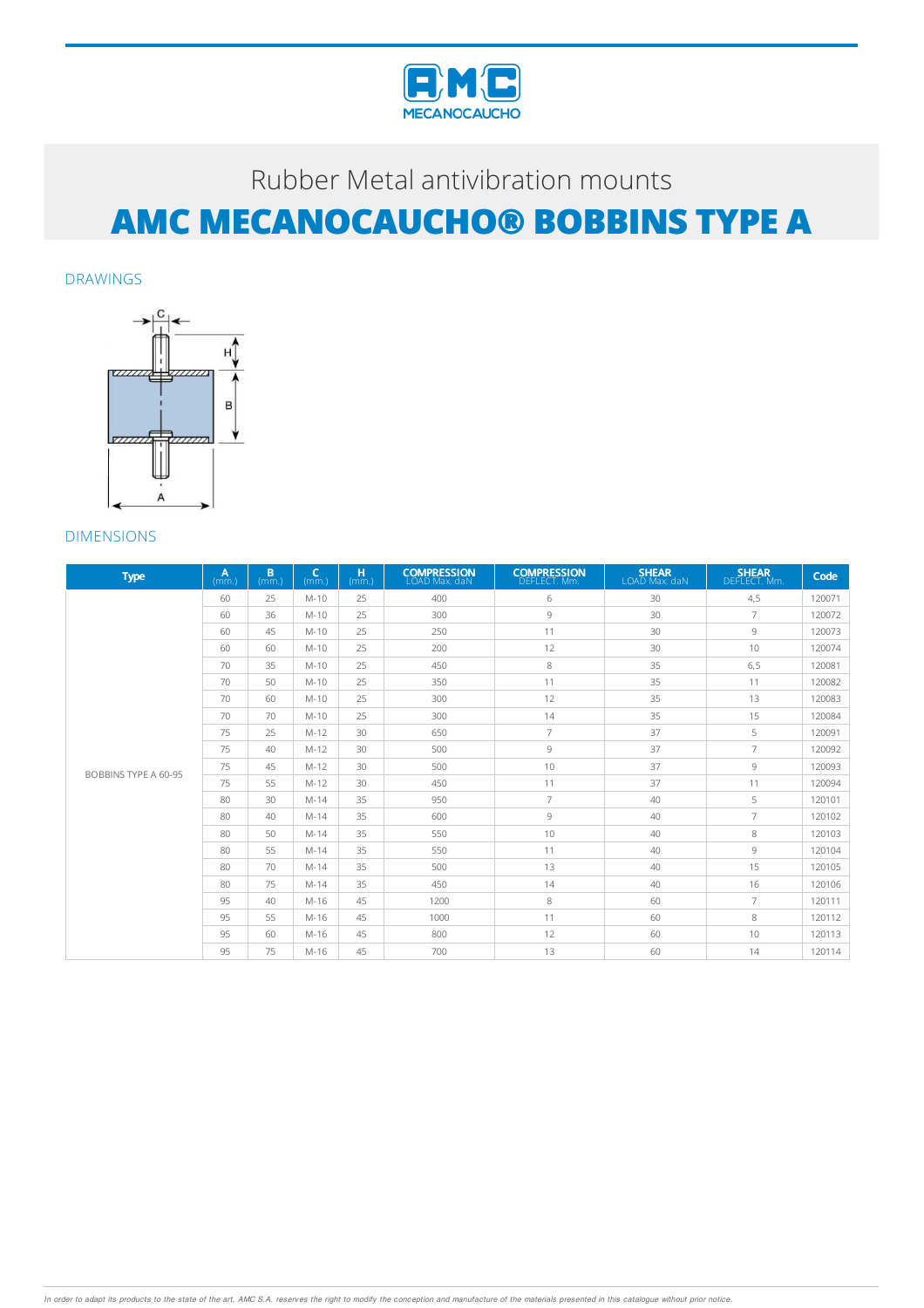Rubber Metal antivibration mounts

# AMC MECANOCAUCHO® BOBBINS TYPE A

## DRAWINGS

## DIMENSIONS

| Type | A (mm.) | B (mm.) | C (mm.) | H (mm.) | COMPRESSION LOAD Max. daN | COMPRESSION DEFLECT. Mm. | SHEAR LOAD Max. daN | SHEAR DEFLECT. Mm. | Code |
|---|---|---|---|---|---|---|---|---|---|
| BOBBINS TYPE A 60-95 | 60 | 25 | M-10 | 25 | 400 | 6 | 30 | 4,5 | 120071 |
| | 60 | 36 | M-10 | 25 | 300 | 9 | 30 | 7 | 120072 |
| | 60 | 45 | M-10 | 25 | 250 | 11 | 30 | 9 | 120073 |
| | 60 | 60 | M-10 | 25 | 200 | 12 | 30 | 10 | 120074 |
| | 70 | 35 | M-10 | 25 | 450 | 8 | 35 | 6,5 | 120081 |
| | 70 | 50 | M-10 | 25 | 350 | 11 | 35 | 11 | 120082 |
| | 70 | 60 | M-10 | 25 | 300 | 12 | 35 | 13 | 120083 |
| | 70 | 70 | M-10 | 25 | 300 | 14 | 35 | 15 | 120084 |
| | 75 | 25 | M-12 | 30 | 650 | 7 | 37 | 5 | 120091 |
| | 75 | 40 | M-12 | 30 | 500 | 9 | 37 | 7 | 120092 |
| | 75 | 45 | M-12 | 30 | 500 | 10 | 37 | 9 | 120093 |
| | 75 | 55 | M-12 | 30 | 450 | 11 | 37 | 11 | 120094 |
| | 80 | 30 | M-14 | 35 | 950 | 7 | 40 | 5 | 120101 |
| | 80 | 40 | M-14 | 35 | 600 | 9 | 40 | 7 | 120102 |
| | 80 | 50 | M-14 | 35 | 550 | 10 | 40 | 8 | 120103 |
| | 80 | 55 | M-14 | 35 | 550 | 11 | 40 | 9 | 120104 |
| | 80 | 70 | M-14 | 35 | 500 | 13 | 40 | 15 | 120105 |
| | 80 | 75 | M-14 | 35 | 450 | 14 | 40 | 16 | 120106 |
| | 95 | 40 | M-16 | 45 | 1200 | 8 | 60 | 7 | 120111 |
| | 95 | 55 | M-16 | 45 | 1000 | 11 | 60 | 8 | 120112 |
| | 95 | 60 | M-16 | 45 | 800 | 12 | 60 | 10 | 120113 |
| | 95 | 75 | M-16 | 45 | 700 | 13 | 60 | 14 | 120114 |

*In order to adapt its products to the state of the art, AMC S.A. reserves the right to modify the conception and manufacture of the materials presented in this catalogue without prior notice.*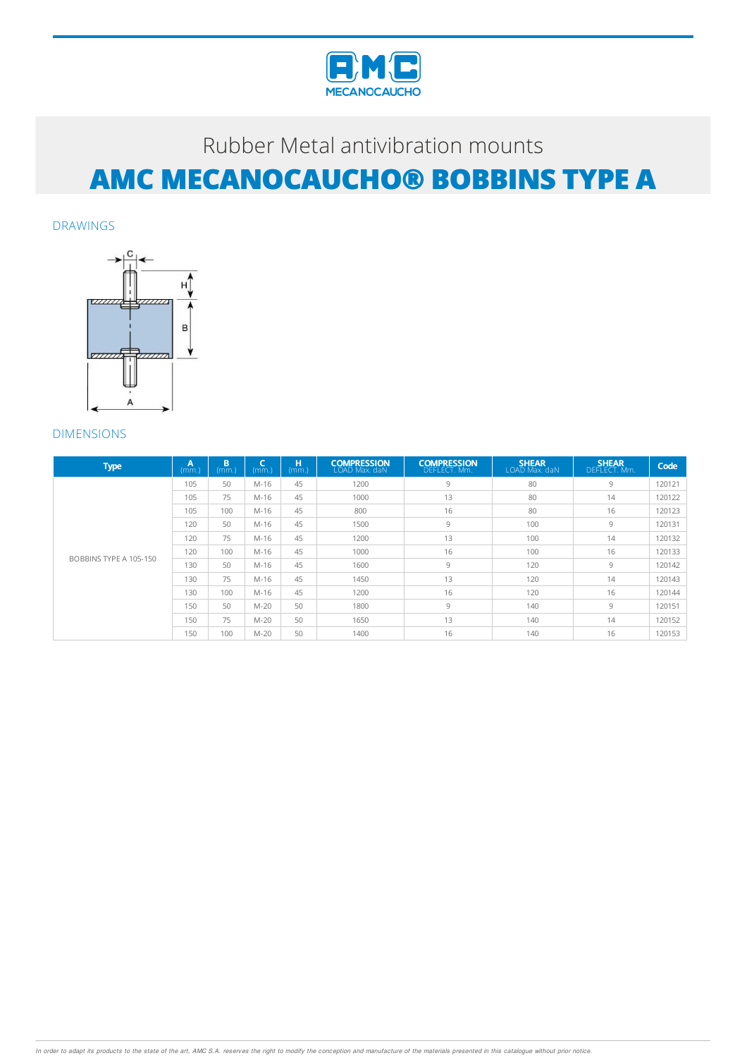Rubber Metal antivibration mounts

# AMC MECANOCAUCHO® BOBBINS TYPE A

## DRAWINGS

## DIMENSIONS

| Type | A (mm.) | B (mm.) | C (mm.) | H (mm.) | COMPRESSION LOAD Max. daN | COMPRESSION DEFLECT. Mm. | SHEAR LOAD Max. daN | SHEAR DEFLECT. Mm. | Code |
|---|---|---|---|---|---|---|---|---|---|
| BOBBINS TYPE A 105-150 | 105 | 50 | M-16 | 45 | 1200 | 9 | 80 | 9 | 120121 |
| | 105 | 75 | M-16 | 45 | 1000 | 13 | 80 | 14 | 120122 |
| | 105 | 100 | M-16 | 45 | 800 | 16 | 80 | 16 | 120123 |
| | 120 | 50 | M-16 | 45 | 1500 | 9 | 100 | 9 | 120131 |
| | 120 | 75 | M-16 | 45 | 1200 | 13 | 100 | 14 | 120132 |
| | 120 | 100 | M-16 | 45 | 1000 | 16 | 100 | 16 | 120133 |
| | 130 | 50 | M-16 | 45 | 1600 | 9 | 120 | 9 | 120142 |
| | 130 | 75 | M-16 | 45 | 1450 | 13 | 120 | 14 | 120143 |
| | 130 | 100 | M-16 | 45 | 1200 | 16 | 120 | 16 | 120144 |
| | 150 | 50 | M-20 | 50 | 1800 | 9 | 140 | 9 | 120151 |
| | 150 | 75 | M-20 | 50 | 1650 | 13 | 140 | 14 | 120152 |
| | 150 | 100 | M-20 | 50 | 1400 | 16 | 140 | 16 | 120153 |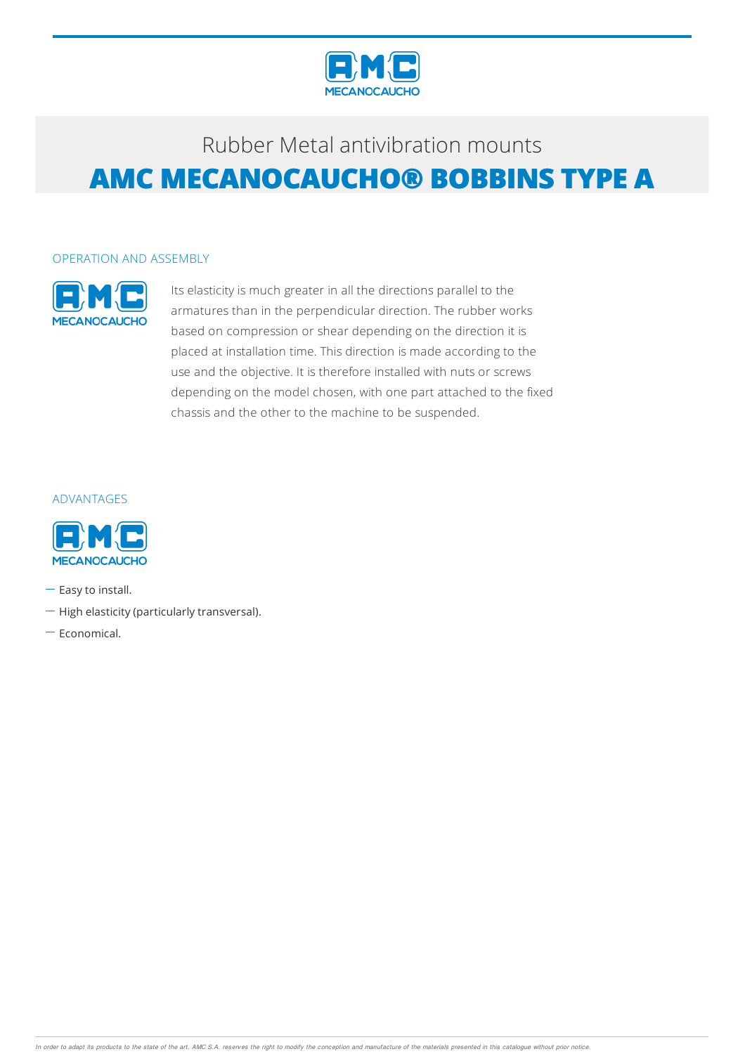Rubber Metal antivibration mounts

# AMC MECANOCAUCHO® BOBBINS TYPE A

## OPERATION AND ASSEMBLY

Its elasticity is much greater in all the directions parallel to the armatures than in the perpendicular direction. The rubber works based on compression or shear depending on the direction it is placed at installation time. This direction is made according to the use and the objective. It is therefore installed with nuts or screws depending on the model chosen, with one part attached to the fixed chassis and the other to the machine to be suspended.

## ADVANTAGES

- Easy to install.
- High elasticity (particularly transversal).
- Economical.

*In order to adapt its products to the state of the art, AMC S.A. reserves the right to modify the conception and manufacture of the materials presented in this catalogue without prior notice.*